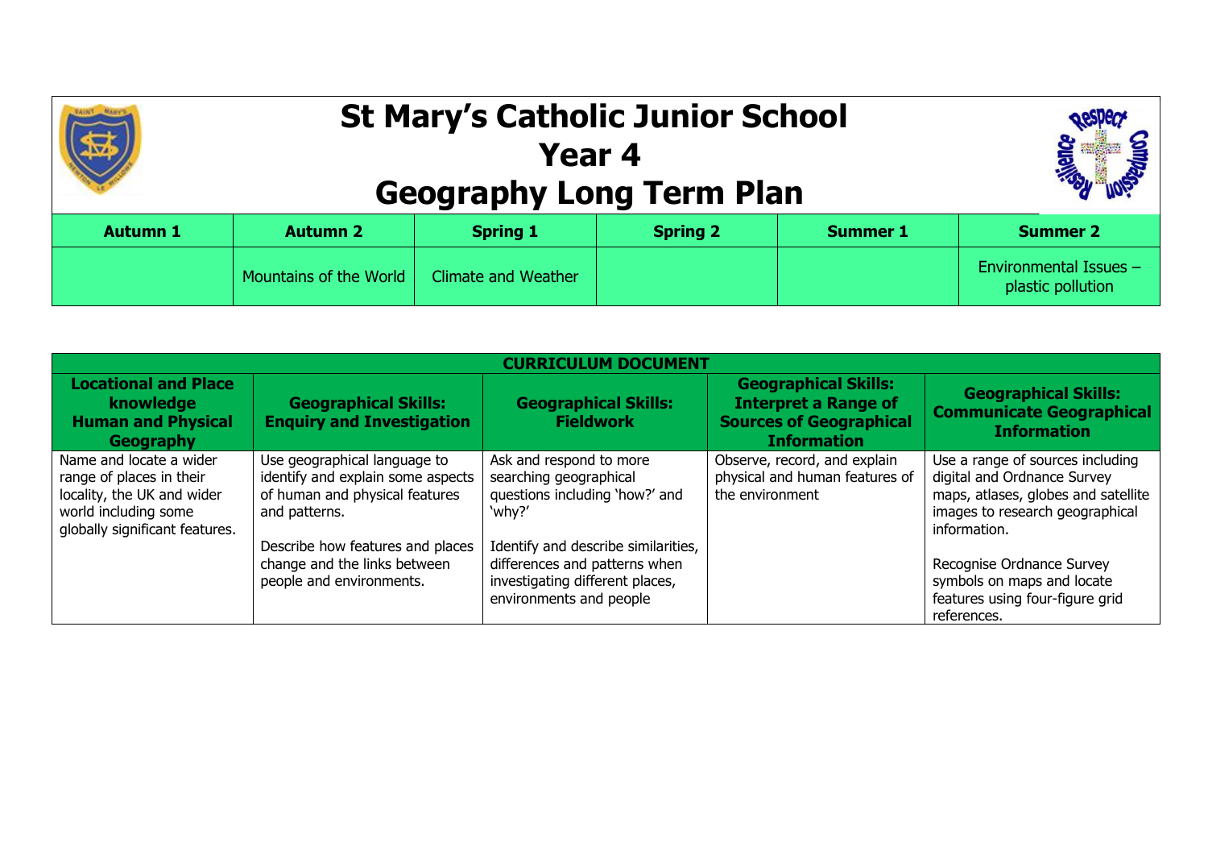# St Mary's Catholic Junior School
## Year 4
## Geography Long Term Plan

| Autumn 1 | Autumn 2 | Spring 1 | Spring 2 | Summer 1 | Summer 2 |
|---|---|---|---|---|---|
| | Mountains of the World | Climate and Weather | | | Environmental Issues – plastic pollution |

| CURRICULUM DOCUMENT | | | | |
|---|---|---|---|---|
| **Locational and Place knowledge Human and Physical Geography** | **Geographical Skills: Enquiry and Investigation** | **Geographical Skills: Fieldwork** | **Geographical Skills: Interpret a Range of Sources of Geographical Information** | **Geographical Skills: Communicate Geographical Information** |
| Name and locate a wider range of places in their locality, the UK and wider world including some globally significant features. | Use geographical language to identify and explain some aspects of human and physical features and patterns.<br><br>Describe how features and places change and the links between people and environments. | Ask and respond to more searching geographical questions including 'how?' and 'why?'<br><br>Identify and describe similarities, differences and patterns when investigating different places, environments and people | Observe, record, and explain physical and human features of the environment | Use a range of sources including digital and Ordnance Survey maps, atlases, globes and satellite images to research geographical information.<br><br>Recognise Ordnance Survey symbols on maps and locate features using four-figure grid references. |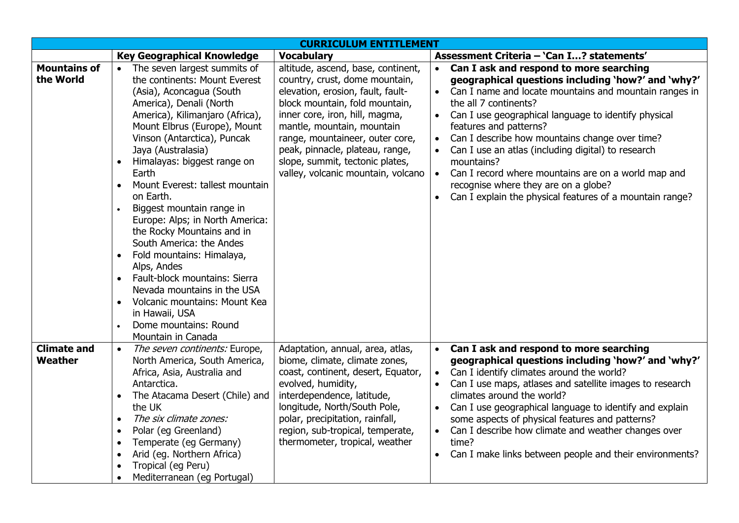| CURRICULUM ENTITLEMENT | | | |
|---|---|---|---|
| | **Key Geographical Knowledge** | **Vocabulary** | **Assessment Criteria – 'Can I…? statements'** |
| **Mountains of the World** | • The seven largest summits of the continents: Mount Everest (Asia), Aconcagua (South America), Denali (North America), Kilimanjaro (Africa), Mount Elbrus (Europe), Mount Vinson (Antarctica), Puncak Jaya (Australasia)<br>• Himalayas: biggest range on Earth<br>• Mount Everest: tallest mountain on Earth.<br>• Biggest mountain range in Europe: Alps; in North America: the Rocky Mountains and in South America: the Andes<br>• Fold mountains: Himalaya, Alps, Andes<br>• Fault-block mountains: Sierra Nevada mountains in the USA<br>• Volcanic mountains: Mount Kea in Hawaii, USA<br>• Dome mountains: Round Mountain in Canada | altitude, ascend, base, continent, country, crust, dome mountain, elevation, erosion, fault, fault-block mountain, fold mountain, inner core, iron, hill, magma, mantle, mountain, mountain range, mountaineer, outer core, peak, pinnacle, plateau, range, slope, summit, tectonic plates, valley, volcanic mountain, volcano | • **Can I ask and respond to more searching geographical questions including 'how?' and 'why?'**<br>• Can I name and locate mountains and mountain ranges in the all 7 continents?<br>• Can I use geographical language to identify physical features and patterns?<br>• Can I describe how mountains change over time?<br>• Can I use an atlas (including digital) to research mountains?<br>• Can I record where mountains are on a world map and recognise where they are on a globe?<br>• Can I explain the physical features of a mountain range? |
| **Climate and Weather** | • *The seven continents:* Europe, North America, South America, Africa, Asia, Australia and Antarctica.<br>• The Atacama Desert (Chile) and the UK<br>• *The six climate zones:*<br>• Polar (eg Greenland)<br>• Temperate (eg Germany)<br>• Arid (eg. Northern Africa)<br>• Tropical (eg Peru)<br>• Mediterranean (eg Portugal) | Adaptation, annual, area, atlas, biome, climate, climate zones, coast, continent, desert, Equator, evolved, humidity, interdependence, latitude, longitude, North/South Pole, polar, precipitation, rainfall, region, sub-tropical, temperate, thermometer, tropical, weather | • **Can I ask and respond to more searching geographical questions including 'how?' and 'why?'**<br>• Can I identify climates around the world?<br>• Can I use maps, atlases and satellite images to research climates around the world?<br>• Can I use geographical language to identify and explain some aspects of physical features and patterns?<br>• Can I describe how climate and weather changes over time?<br>• Can I make links between people and their environments? |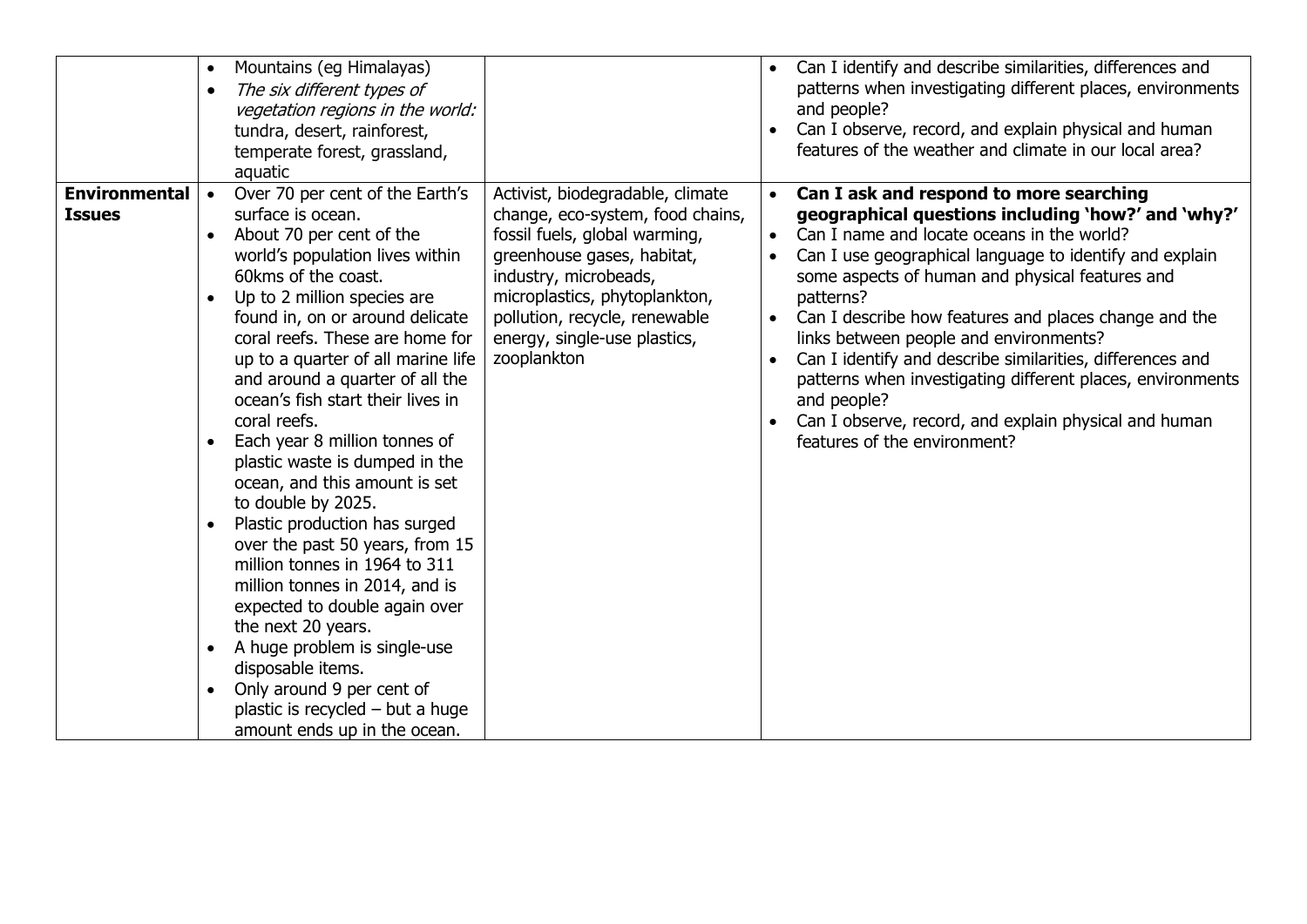| | | | |
|---|---|---|---|
| | • Mountains (eg Himalayas)<br>• *The six different types of vegetation regions in the world:* tundra, desert, rainforest, temperate forest, grassland, aquatic | | • Can I identify and describe similarities, differences and patterns when investigating different places, environments and people?<br>• Can I observe, record, and explain physical and human features of the weather and climate in our local area? |
| **Environmental Issues** | • Over 70 per cent of the Earth's surface is ocean.<br>• About 70 per cent of the world's population lives within 60kms of the coast.<br>• Up to 2 million species are found in, on or around delicate coral reefs. These are home for up to a quarter of all marine life and around a quarter of all the ocean's fish start their lives in coral reefs.<br>• Each year 8 million tonnes of plastic waste is dumped in the ocean, and this amount is set to double by 2025.<br>• Plastic production has surged over the past 50 years, from 15 million tonnes in 1964 to 311 million tonnes in 2014, and is expected to double again over the next 20 years.<br>• A huge problem is single-use disposable items.<br>• Only around 9 per cent of plastic is recycled – but a huge amount ends up in the ocean. | Activist, biodegradable, climate change, eco-system, food chains, fossil fuels, global warming, greenhouse gases, habitat, industry, microbeads, microplastics, phytoplankton, pollution, recycle, renewable energy, single-use plastics, zooplankton | • **Can I ask and respond to more searching geographical questions including 'how?' and 'why?'**<br>• Can I name and locate oceans in the world?<br>• Can I use geographical language to identify and explain some aspects of human and physical features and patterns?<br>• Can I describe how features and places change and the links between people and environments?<br>• Can I identify and describe similarities, differences and patterns when investigating different places, environments and people?<br>• Can I observe, record, and explain physical and human features of the environment? |